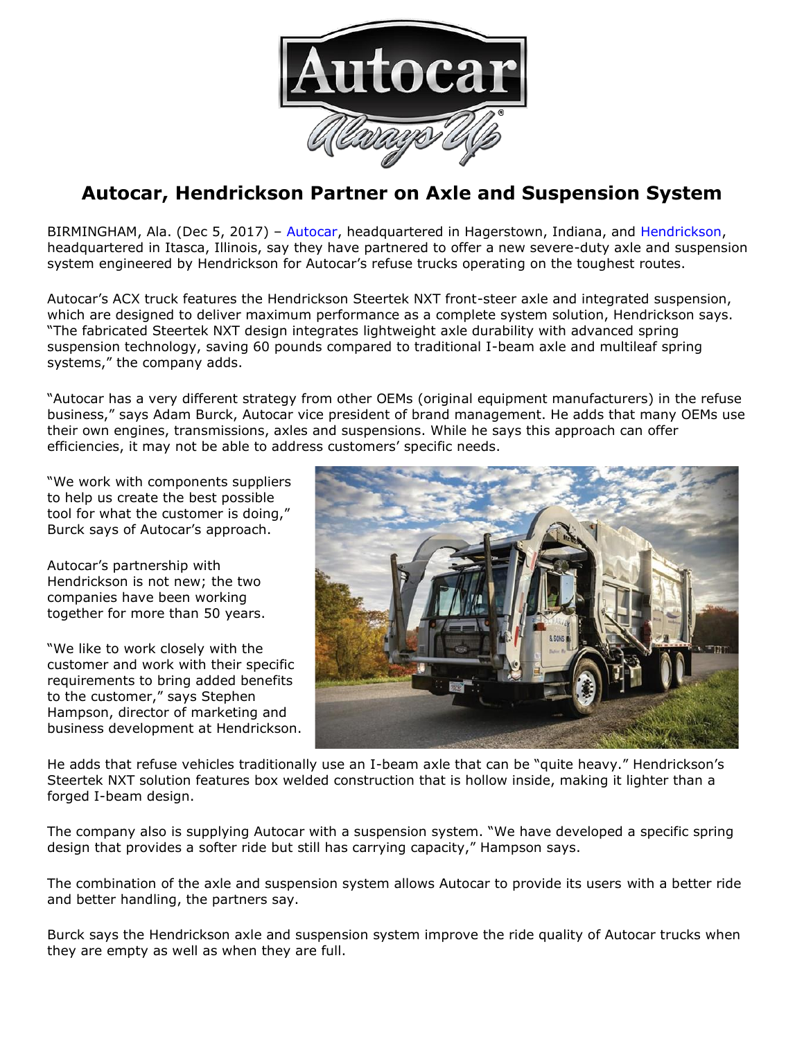# Autocar, Hendrickson Partner on Axle and Suspension System

BIRMINGHAM, Ala. (Dec 5, 2017) – Autocar, headquartered in Hagerstown, Indiana, and Hendrickson, headquartered in Itasca, Illinois, say they have partnered to offer a new severe-duty axle and suspension system engineered by Hendrickson for Autocar's refuse trucks operating on the toughest routes.

Autocar's ACX truck features the Hendrickson Steertek NXT front-steer axle and integrated suspension, which are designed to deliver maximum performance as a complete system solution, Hendrickson says. "The fabricated Steertek NXT design integrates lightweight axle durability with advanced spring suspension technology, saving 60 pounds compared to traditional I-beam axle and multileaf spring systems," the company adds.

"Autocar has a very different strategy from other OEMs (original equipment manufacturers) in the refuse business," says Adam Burck, Autocar vice president of brand management. He adds that many OEMs use their own engines, transmissions, axles and suspensions. While he says this approach can offer efficiencies, it may not be able to address customers' specific needs.

"We work with components suppliers to help us create the best possible tool for what the customer is doing," Burck says of Autocar's approach.

Autocar's partnership with Hendrickson is not new; the two companies have been working together for more than 50 years.

"We like to work closely with the customer and work with their specific requirements to bring added benefits to the customer," says Stephen Hampson, director of marketing and business development at Hendrickson.

He adds that refuse vehicles traditionally use an I-beam axle that can be "quite heavy." Hendrickson's Steertek NXT solution features box welded construction that is hollow inside, making it lighter than a forged I-beam design.

The company also is supplying Autocar with a suspension system. "We have developed a specific spring design that provides a softer ride but still has carrying capacity," Hampson says.

The combination of the axle and suspension system allows Autocar to provide its users with a better ride and better handling, the partners say.

Burck says the Hendrickson axle and suspension system improve the ride quality of Autocar trucks when they are empty as well as when they are full.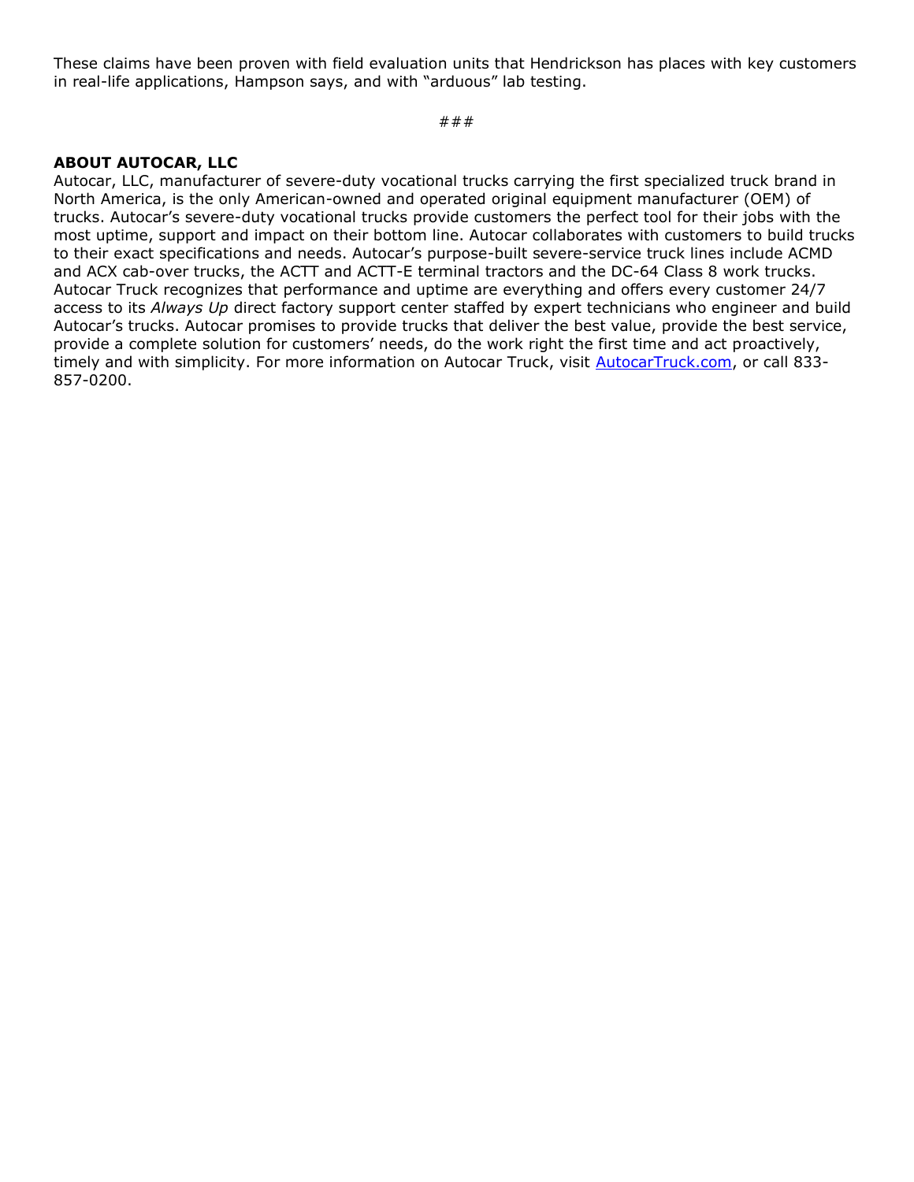These claims have been proven with field evaluation units that Hendrickson has places with key customers in real-life applications, Hampson says, and with "arduous" lab testing.

###

**ABOUT AUTOCAR, LLC**

Autocar, LLC, manufacturer of severe-duty vocational trucks carrying the first specialized truck brand in North America, is the only American-owned and operated original equipment manufacturer (OEM) of trucks. Autocar's severe-duty vocational trucks provide customers the perfect tool for their jobs with the most uptime, support and impact on their bottom line. Autocar collaborates with customers to build trucks to their exact specifications and needs. Autocar's purpose-built severe-service truck lines include ACMD and ACX cab-over trucks, the ACTT and ACTT-E terminal tractors and the DC-64 Class 8 work trucks. Autocar Truck recognizes that performance and uptime are everything and offers every customer 24/7 access to its *Always Up* direct factory support center staffed by expert technicians who engineer and build Autocar's trucks. Autocar promises to provide trucks that deliver the best value, provide the best service, provide a complete solution for customers' needs, do the work right the first time and act proactively, timely and with simplicity. For more information on Autocar Truck, visit [AutocarTruck.com](AutocarTruck.com), or call 833-857-0200.